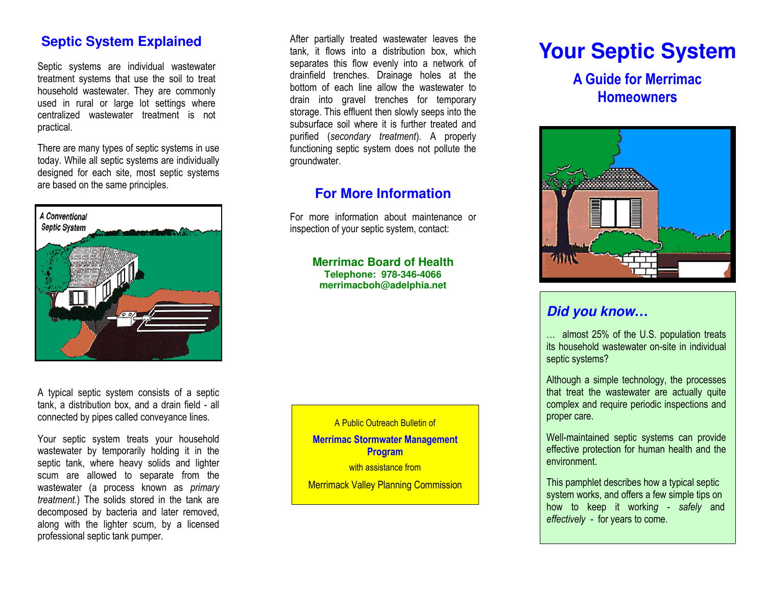## Septic System Explained

Septic systems are individual wastewater treatment systems that use the soil to treat household wastewater. They are commonly used in rural or large lot settings where centralized wastewater treatment is not practical.

There are many types of septic systems in use today. While all septic systems are individually designed for each site, most septic systems are based on the same principles.

A Conventional Septic System

A typical septic system consists of a septic tank, a distribution box, and a drain field - all connected by pipes called conveyance lines.

Your septic system treats your household wastewater by temporarily holding it in the septic tank, where heavy solids and lighter scum are allowed to separate from the wastewater (a process known as *primary treatment*.) The solids stored in the tank are decomposed by bacteria and later removed, along with the lighter scum, by a licensed professional septic tank pumper.

After partially treated wastewater leaves the tank, it flows into a distribution box, which separates this flow evenly into a network of drainfield trenches. Drainage holes at the bottom of each line allow the wastewater to drain into gravel trenches for temporary storage. This effluent then slowly seeps into the subsurface soil where it is further treated and purified (*secondary treatment*). A properly functioning septic system does not pollute the groundwater.

## For More Information

For more information about maintenance or inspection of your septic system, contact:

**Merrimac Board of Health**
**Telephone: 978-346-4066**
**merrimacboh@adelphia.net**

A Public Outreach Bulletin of

**Merrimac Stormwater Management Program**

with assistance from

Merrimack Valley Planning Commission

# Your Septic System

## A Guide for Merrimac Homeowners

### *Did you know…*

… almost 25% of the U.S. population treats its household wastewater on-site in individual septic systems?

Although a simple technology, the processes that treat the wastewater are actually quite complex and require periodic inspections and proper care.

Well-maintained septic systems can provide effective protection for human health and the environment.

This pamphlet describes how a typical septic system works, and offers a few simple tips on how to keep it working - *safely* and *effectively* - for years to come.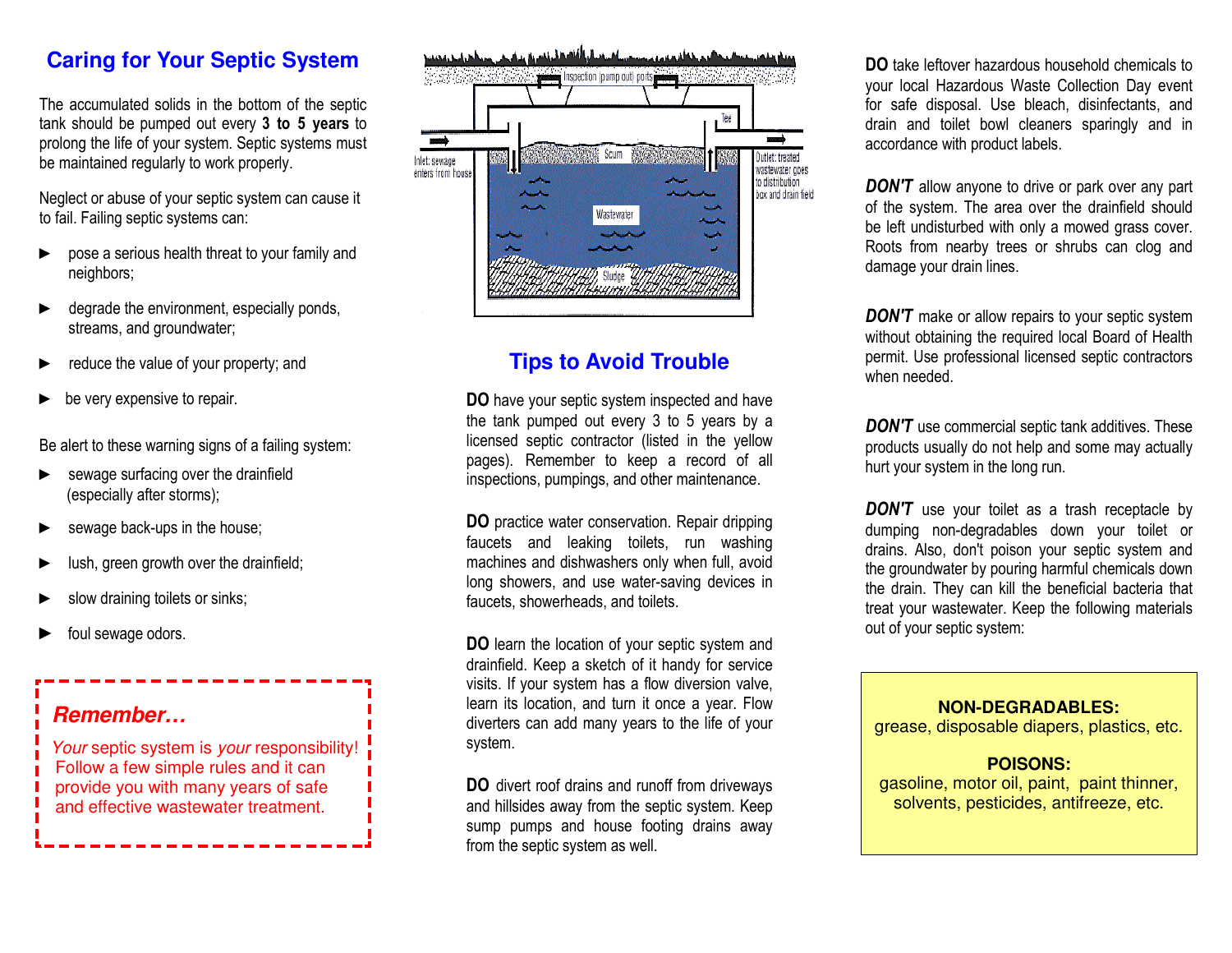## Caring for Your Septic System

The accumulated solids in the bottom of the septic tank should be pumped out every **3 to 5 years** to prolong the life of your system. Septic systems must be maintained regularly to work properly.

Neglect or abuse of your septic system can cause it to fail. Failing septic systems can:

- pose a serious health threat to your family and neighbors;
- degrade the environment, especially ponds, streams, and groundwater;
- reduce the value of your property; and
- be very expensive to repair.

Be alert to these warning signs of a failing system:

- sewage surfacing over the drainfield (especially after storms);
- sewage back-ups in the house;
- lush, green growth over the drainfield;
- slow draining toilets or sinks;
- foul sewage odors.

***Remember…***

*Your* septic system is *your* responsibility! Follow a few simple rules and it can provide you with many years of safe and effective wastewater treatment.

Inspection /pump out/ ports

Tee

Inlet: sewage enters from house

Scum

Outlet: treated wastewater goes to distribution box and drain field

Wastewater

Sludge

## Tips to Avoid Trouble

**DO** have your septic system inspected and have the tank pumped out every 3 to 5 years by a licensed septic contractor (listed in the yellow pages). Remember to keep a record of all inspections, pumpings, and other maintenance.

**DO** practice water conservation. Repair dripping faucets and leaking toilets, run washing machines and dishwashers only when full, avoid long showers, and use water-saving devices in faucets, showerheads, and toilets.

**DO** learn the location of your septic system and drainfield. Keep a sketch of it handy for service visits. If your system has a flow diversion valve, learn its location, and turn it once a year. Flow diverters can add many years to the life of your system.

**DO** divert roof drains and runoff from driveways and hillsides away from the septic system. Keep sump pumps and house footing drains away from the septic system as well.

**DO** take leftover hazardous household chemicals to your local Hazardous Waste Collection Day event for safe disposal. Use bleach, disinfectants, and drain and toilet bowl cleaners sparingly and in accordance with product labels.

***DON'T*** allow anyone to drive or park over any part of the system. The area over the drainfield should be left undisturbed with only a mowed grass cover. Roots from nearby trees or shrubs can clog and damage your drain lines.

***DON'T*** make or allow repairs to your septic system without obtaining the required local Board of Health permit. Use professional licensed septic contractors when needed.

***DON'T*** use commercial septic tank additives. These products usually do not help and some may actually hurt your system in the long run.

***DON'T*** use your toilet as a trash receptacle by dumping non-degradables down your toilet or drains. Also, don't poison your septic system and the groundwater by pouring harmful chemicals down the drain. They can kill the beneficial bacteria that treat your wastewater. Keep the following materials out of your septic system:

**NON-DEGRADABLES:**
grease, disposable diapers, plastics, etc.

**POISONS:**
gasoline, motor oil, paint, paint thinner, solvents, pesticides, antifreeze, etc.